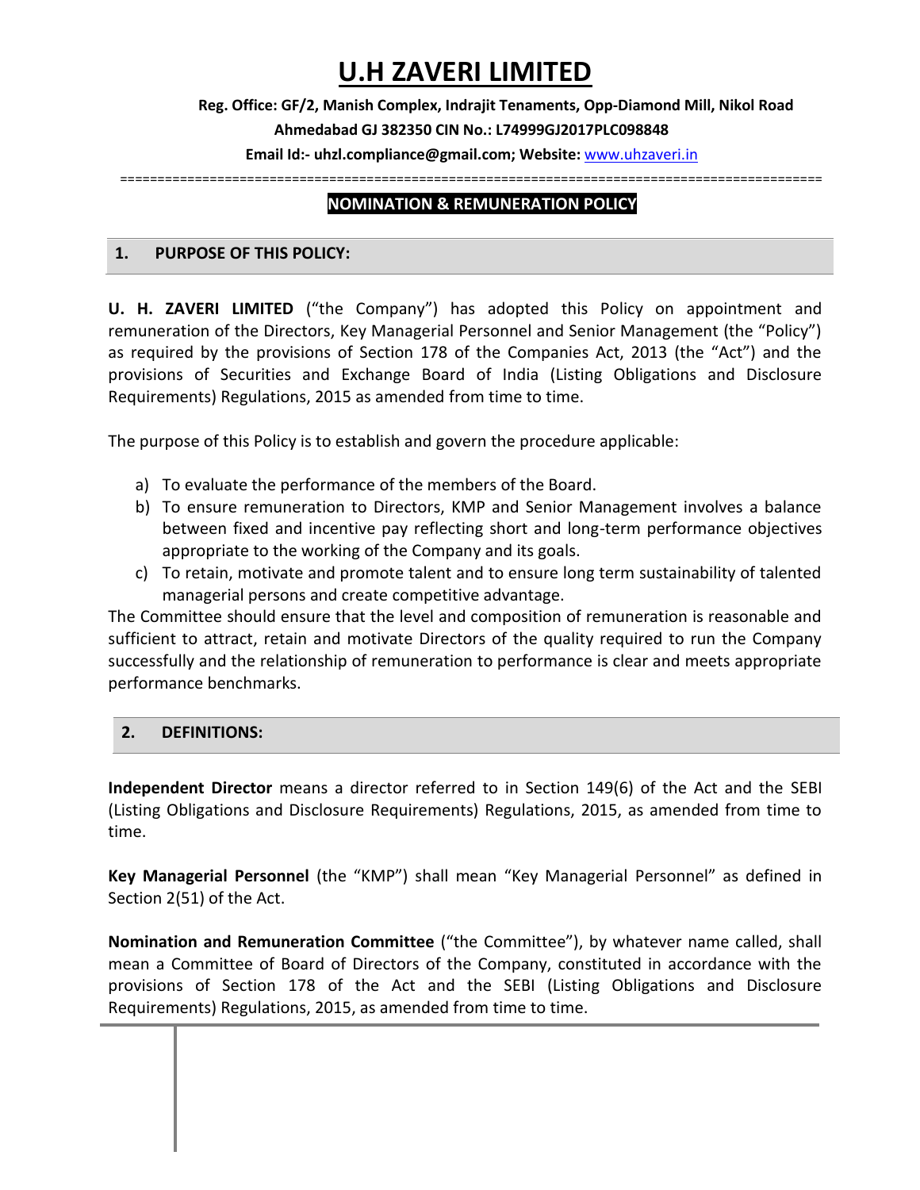# U.H ZAVERI LIMITED

**Reg. Office: GF/2, Manish Complex, Indrajit Tenaments, Opp-Diamond Mill, Nikol Road Ahmedabad GJ 382350 CIN No.: L74999GJ2017PLC098848**

**Email Id:- uhzl.compliance@gmail.com; Website:** www.uhzaveri.in

## NOMINATION & REMUNERATION POLICY

### 1. PURPOSE OF THIS POLICY:

**U. H. ZAVERI LIMITED** ("the Company") has adopted this Policy on appointment and remuneration of the Directors, Key Managerial Personnel and Senior Management (the "Policy") as required by the provisions of Section 178 of the Companies Act, 2013 (the "Act") and the provisions of Securities and Exchange Board of India (Listing Obligations and Disclosure Requirements) Regulations, 2015 as amended from time to time.

The purpose of this Policy is to establish and govern the procedure applicable:

a) To evaluate the performance of the members of the Board.
b) To ensure remuneration to Directors, KMP and Senior Management involves a balance between fixed and incentive pay reflecting short and long-term performance objectives appropriate to the working of the Company and its goals.
c) To retain, motivate and promote talent and to ensure long term sustainability of talented managerial persons and create competitive advantage.

The Committee should ensure that the level and composition of remuneration is reasonable and sufficient to attract, retain and motivate Directors of the quality required to run the Company successfully and the relationship of remuneration to performance is clear and meets appropriate performance benchmarks.

### 2. DEFINITIONS:

**Independent Director** means a director referred to in Section 149(6) of the Act and the SEBI (Listing Obligations and Disclosure Requirements) Regulations, 2015, as amended from time to time.

**Key Managerial Personnel** (the "KMP") shall mean "Key Managerial Personnel" as defined in Section 2(51) of the Act.

**Nomination and Remuneration Committee** ("the Committee"), by whatever name called, shall mean a Committee of Board of Directors of the Company, constituted in accordance with the provisions of Section 178 of the Act and the SEBI (Listing Obligations and Disclosure Requirements) Regulations, 2015, as amended from time to time.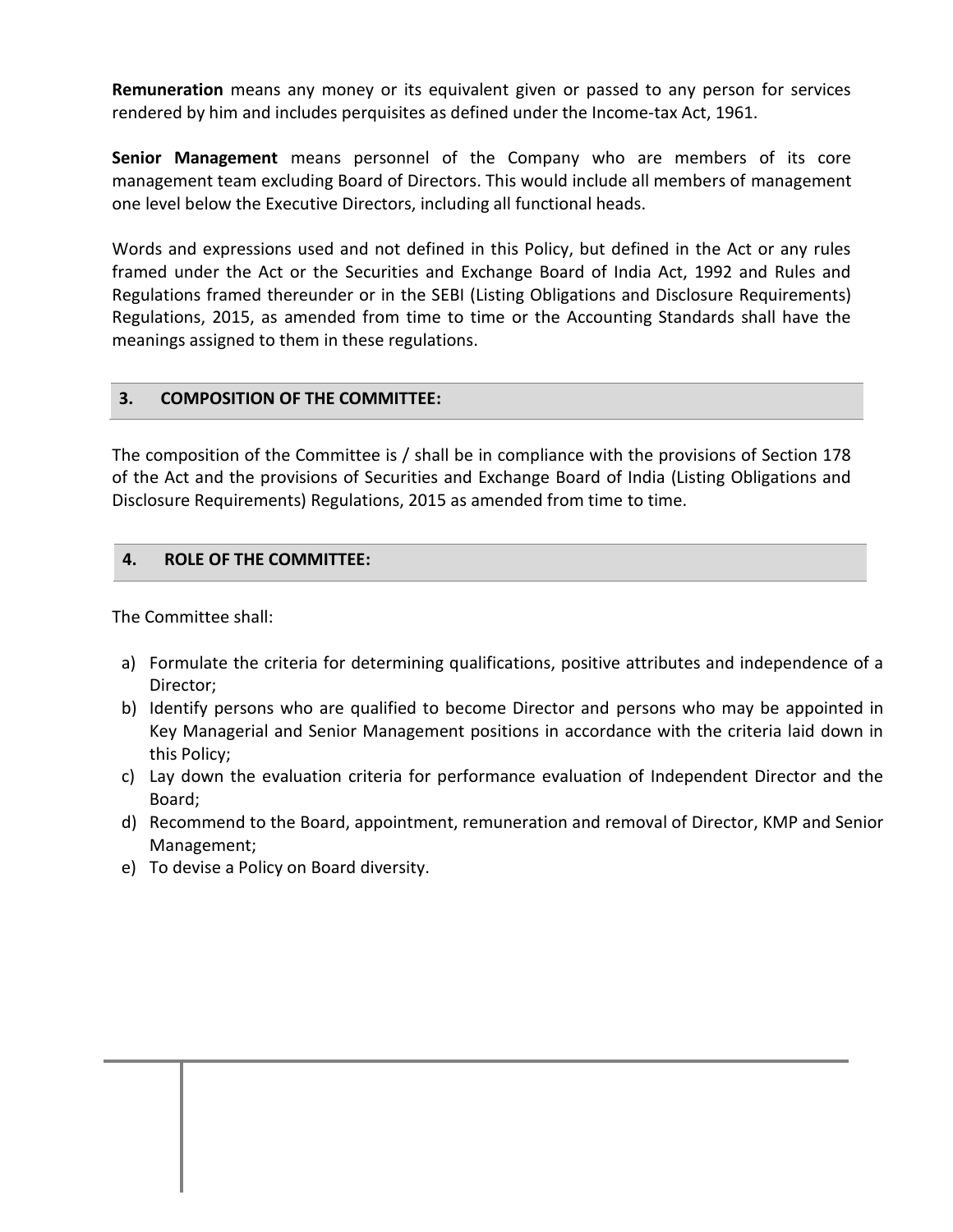**Remuneration** means any money or its equivalent given or passed to any person for services rendered by him and includes perquisites as defined under the Income-tax Act, 1961.

**Senior Management** means personnel of the Company who are members of its core management team excluding Board of Directors. This would include all members of management one level below the Executive Directors, including all functional heads.

Words and expressions used and not defined in this Policy, but defined in the Act or any rules framed under the Act or the Securities and Exchange Board of India Act, 1992 and Rules and Regulations framed thereunder or in the SEBI (Listing Obligations and Disclosure Requirements) Regulations, 2015, as amended from time to time or the Accounting Standards shall have the meanings assigned to them in these regulations.

## 3. COMPOSITION OF THE COMMITTEE:

The composition of the Committee is / shall be in compliance with the provisions of Section 178 of the Act and the provisions of Securities and Exchange Board of India (Listing Obligations and Disclosure Requirements) Regulations, 2015 as amended from time to time.

## 4. ROLE OF THE COMMITTEE:

The Committee shall:

a) Formulate the criteria for determining qualifications, positive attributes and independence of a Director;
b) Identify persons who are qualified to become Director and persons who may be appointed in Key Managerial and Senior Management positions in accordance with the criteria laid down in this Policy;
c) Lay down the evaluation criteria for performance evaluation of Independent Director and the Board;
d) Recommend to the Board, appointment, remuneration and removal of Director, KMP and Senior Management;
e) To devise a Policy on Board diversity.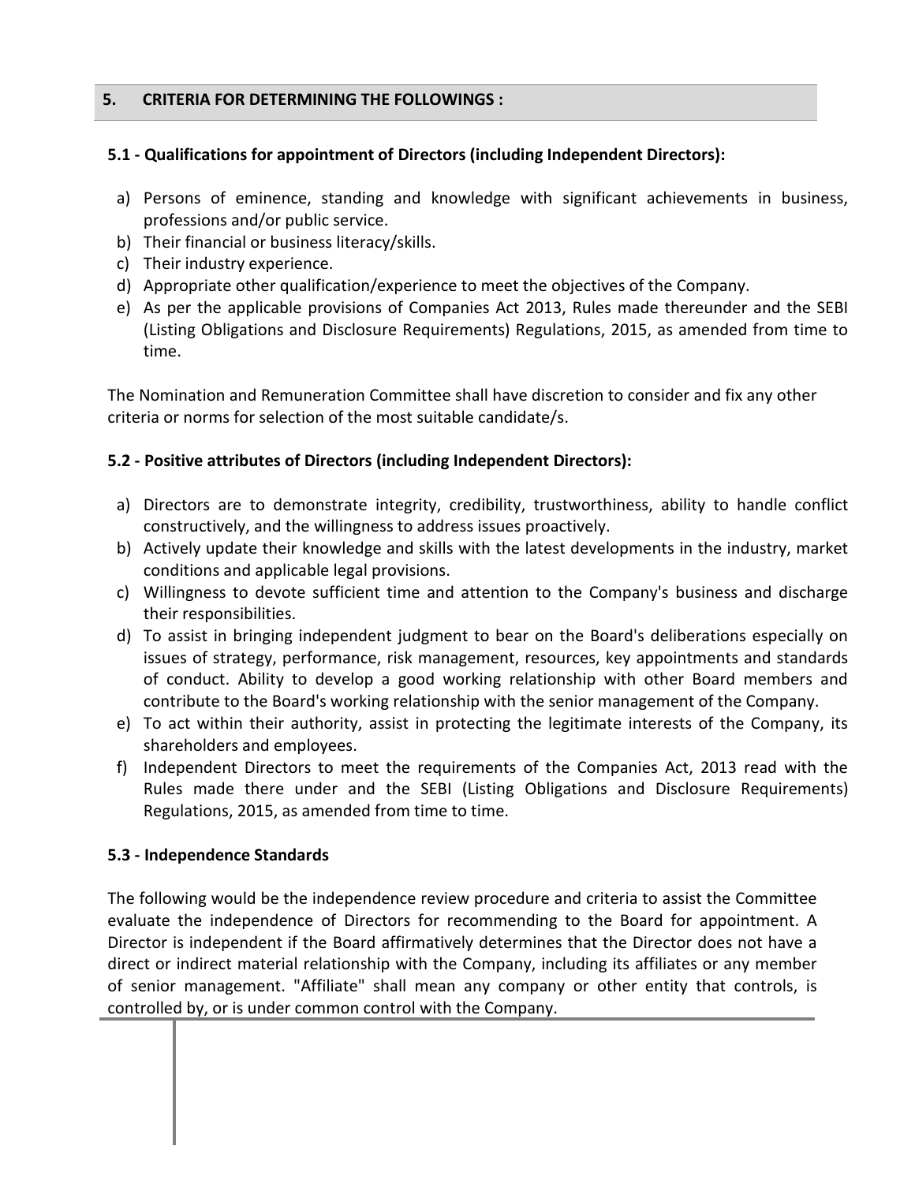## 5. CRITERIA FOR DETERMINING THE FOLLOWINGS :

### 5.1 - Qualifications for appointment of Directors (including Independent Directors):

a) Persons of eminence, standing and knowledge with significant achievements in business, professions and/or public service.
b) Their financial or business literacy/skills.
c) Their industry experience.
d) Appropriate other qualification/experience to meet the objectives of the Company.
e) As per the applicable provisions of Companies Act 2013, Rules made thereunder and the SEBI (Listing Obligations and Disclosure Requirements) Regulations, 2015, as amended from time to time.

The Nomination and Remuneration Committee shall have discretion to consider and fix any other criteria or norms for selection of the most suitable candidate/s.

### 5.2 - Positive attributes of Directors (including Independent Directors):

a) Directors are to demonstrate integrity, credibility, trustworthiness, ability to handle conflict constructively, and the willingness to address issues proactively.
b) Actively update their knowledge and skills with the latest developments in the industry, market conditions and applicable legal provisions.
c) Willingness to devote sufficient time and attention to the Company's business and discharge their responsibilities.
d) To assist in bringing independent judgment to bear on the Board's deliberations especially on issues of strategy, performance, risk management, resources, key appointments and standards of conduct. Ability to develop a good working relationship with other Board members and contribute to the Board's working relationship with the senior management of the Company.
e) To act within their authority, assist in protecting the legitimate interests of the Company, its shareholders and employees.
f) Independent Directors to meet the requirements of the Companies Act, 2013 read with the Rules made there under and the SEBI (Listing Obligations and Disclosure Requirements) Regulations, 2015, as amended from time to time.

### 5.3 - Independence Standards

The following would be the independence review procedure and criteria to assist the Committee evaluate the independence of Directors for recommending to the Board for appointment. A Director is independent if the Board affirmatively determines that the Director does not have a direct or indirect material relationship with the Company, including its affiliates or any member of senior management. "Affiliate" shall mean any company or other entity that controls, is controlled by, or is under common control with the Company.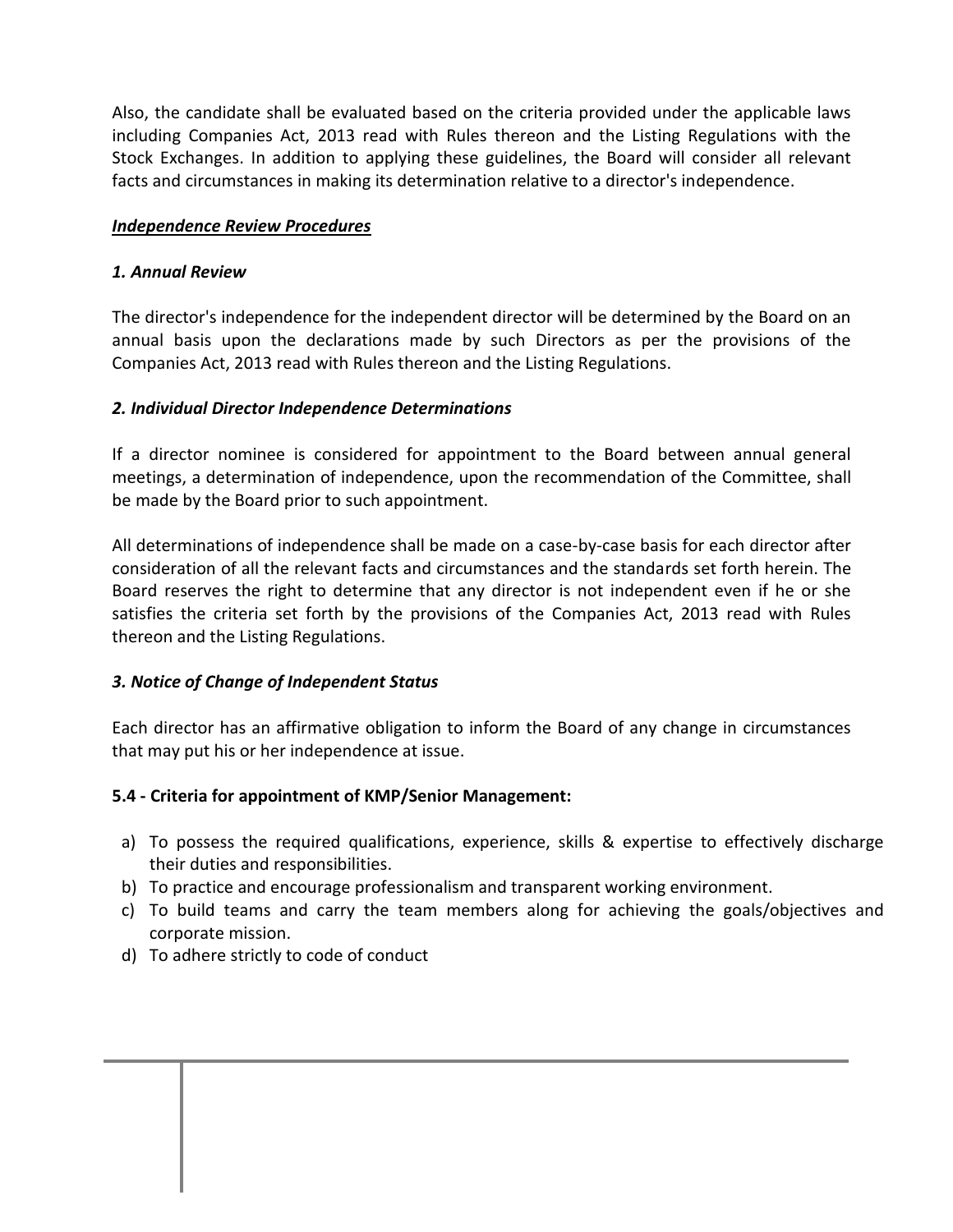Also, the candidate shall be evaluated based on the criteria provided under the applicable laws including Companies Act, 2013 read with Rules thereon and the Listing Regulations with the Stock Exchanges. In addition to applying these guidelines, the Board will consider all relevant facts and circumstances in making its determination relative to a director's independence.

***Independence Review Procedures***

***1. Annual Review***

The director's independence for the independent director will be determined by the Board on an annual basis upon the declarations made by such Directors as per the provisions of the Companies Act, 2013 read with Rules thereon and the Listing Regulations.

***2. Individual Director Independence Determinations***

If a director nominee is considered for appointment to the Board between annual general meetings, a determination of independence, upon the recommendation of the Committee, shall be made by the Board prior to such appointment.

All determinations of independence shall be made on a case-by-case basis for each director after consideration of all the relevant facts and circumstances and the standards set forth herein. The Board reserves the right to determine that any director is not independent even if he or she satisfies the criteria set forth by the provisions of the Companies Act, 2013 read with Rules thereon and the Listing Regulations.

***3. Notice of Change of Independent Status***

Each director has an affirmative obligation to inform the Board of any change in circumstances that may put his or her independence at issue.

**5.4 - Criteria for appointment of KMP/Senior Management:**

a) To possess the required qualifications, experience, skills & expertise to effectively discharge their duties and responsibilities.
b) To practice and encourage professionalism and transparent working environment.
c) To build teams and carry the team members along for achieving the goals/objectives and corporate mission.
d) To adhere strictly to code of conduct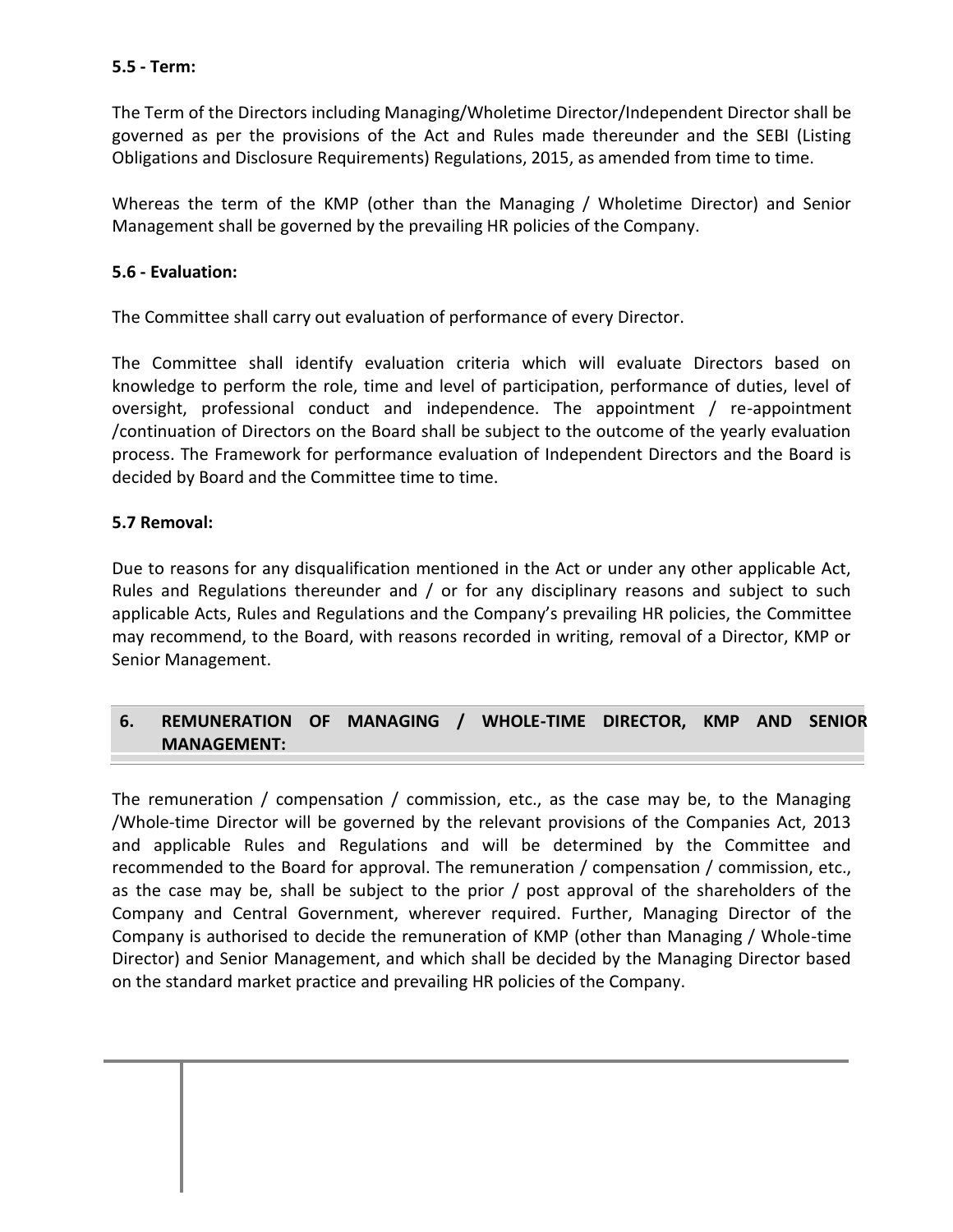**5.5 - Term:**

The Term of the Directors including Managing/Wholetime Director/Independent Director shall be governed as per the provisions of the Act and Rules made thereunder and the SEBI (Listing Obligations and Disclosure Requirements) Regulations, 2015, as amended from time to time.

Whereas the term of the KMP (other than the Managing / Wholetime Director) and Senior Management shall be governed by the prevailing HR policies of the Company.

**5.6 - Evaluation:**

The Committee shall carry out evaluation of performance of every Director.

The Committee shall identify evaluation criteria which will evaluate Directors based on knowledge to perform the role, time and level of participation, performance of duties, level of oversight, professional conduct and independence. The appointment / re-appointment /continuation of Directors on the Board shall be subject to the outcome of the yearly evaluation process. The Framework for performance evaluation of Independent Directors and the Board is decided by Board and the Committee time to time.

**5.7 Removal:**

Due to reasons for any disqualification mentioned in the Act or under any other applicable Act, Rules and Regulations thereunder and / or for any disciplinary reasons and subject to such applicable Acts, Rules and Regulations and the Company's prevailing HR policies, the Committee may recommend, to the Board, with reasons recorded in writing, removal of a Director, KMP or Senior Management.

## 6. REMUNERATION OF MANAGING / WHOLE-TIME DIRECTOR, KMP AND SENIOR MANAGEMENT:

The remuneration / compensation / commission, etc., as the case may be, to the Managing /Whole-time Director will be governed by the relevant provisions of the Companies Act, 2013 and applicable Rules and Regulations and will be determined by the Committee and recommended to the Board for approval. The remuneration / compensation / commission, etc., as the case may be, shall be subject to the prior / post approval of the shareholders of the Company and Central Government, wherever required. Further, Managing Director of the Company is authorised to decide the remuneration of KMP (other than Managing / Whole-time Director) and Senior Management, and which shall be decided by the Managing Director based on the standard market practice and prevailing HR policies of the Company.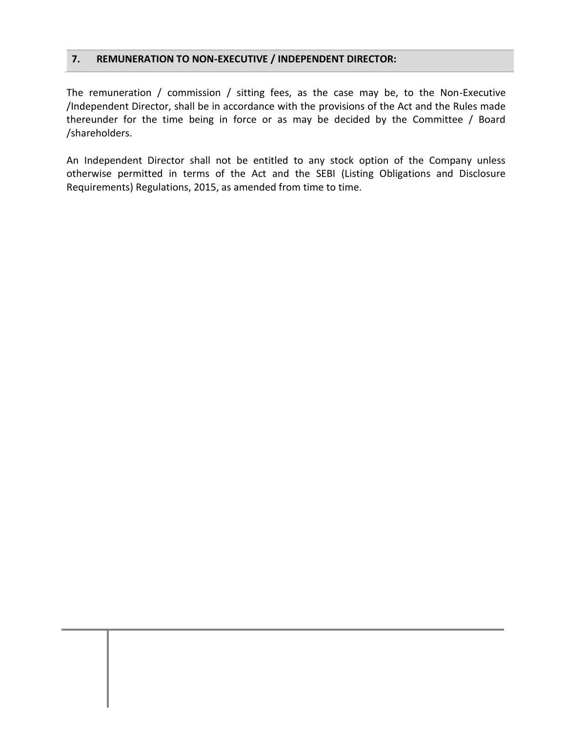## 7. REMUNERATION TO NON-EXECUTIVE / INDEPENDENT DIRECTOR:

The remuneration / commission / sitting fees, as the case may be, to the Non-Executive /Independent Director, shall be in accordance with the provisions of the Act and the Rules made thereunder for the time being in force or as may be decided by the Committee / Board /shareholders.

An Independent Director shall not be entitled to any stock option of the Company unless otherwise permitted in terms of the Act and the SEBI (Listing Obligations and Disclosure Requirements) Regulations, 2015, as amended from time to time.